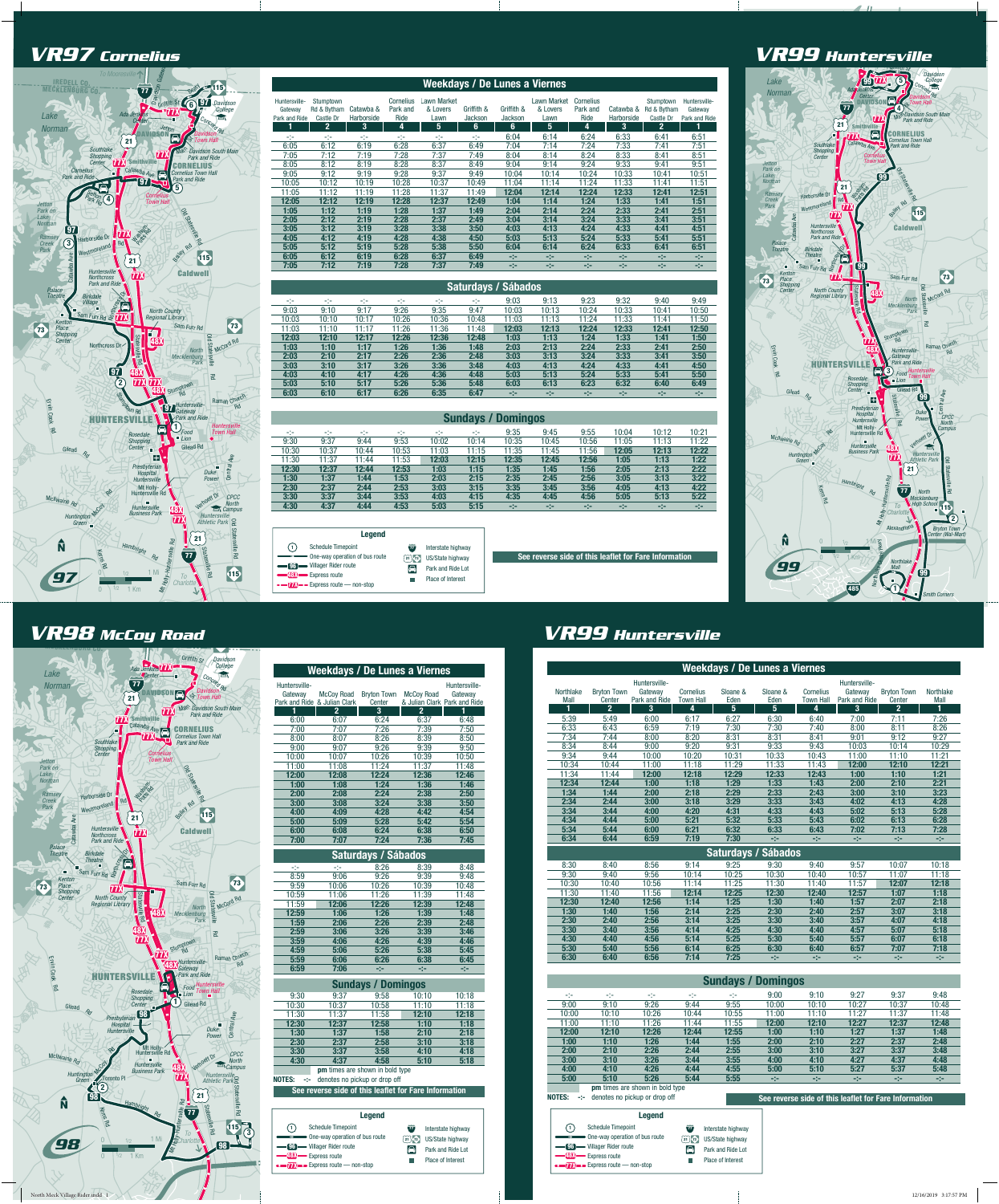# VR97 Cornelius

## Weekdays / De Lunes a Viernes

| Huntersville-Gateway Park and Ride | Stumptown Rd & Bytham Castle Dr | Catawba & Harborside | Cornelius Park and Ride | Lawn Market & Lovers Lawn | Griffith & Jackson | Griffith & Jackson | Lawn Market & Lovers Lawn | Cornelius Park and Ride | Catawba & Harborside | Stumptown Rd & Bytham Castle Dr | Huntersville-Gateway Park and Ride |
|---|---|---|---|---|---|---|---|---|---|---|---|
| 1 | 2 | 3 | 4 | 5 | 6 | 6 | 5 | 4 | 3 | 2 | 1 |
| -:- | -:- | -:- | -:- | -:- | -:- | 6:04 | 6:14 | 6:24 | 6:33 | 6:41 | 6:51 |
| 6:05 | 6:12 | 6:19 | 6:28 | 6:37 | 6:49 | 7:04 | 7:14 | 7:24 | 7:33 | 7:41 | 7:51 |
| 7:05 | 7:12 | 7:19 | 7:28 | 7:37 | 7:49 | 8:04 | 8:14 | 8:24 | 8:33 | 8:41 | 8:51 |
| 8:05 | 8:12 | 8:19 | 8:28 | 8:37 | 8:49 | 9:04 | 9:14 | 9:24 | 9:33 | 9:41 | 9:51 |
| 9:05 | 9:12 | 9:19 | 9:28 | 9:37 | 9:49 | 10:04 | 10:14 | 10:24 | 10:33 | 10:41 | 10:51 |
| 10:05 | 10:12 | 10:19 | 10:28 | 10:37 | 10:49 | 11:04 | 11:14 | 11:24 | 11:33 | 11:41 | 11:51 |
| 11:05 | 11:12 | 11:19 | 11:28 | 11:37 | 11:49 | **12:04** | **12:14** | **12:24** | **12:33** | **12:41** | **12:51** |
| **12:05** | **12:12** | **12:19** | **12:28** | **12:37** | **12:49** | **1:04** | **1:14** | **1:24** | **1:33** | **1:41** | **1:51** |
| **1:05** | **1:12** | **1:19** | **1:28** | **1:37** | **1:49** | **2:04** | **2:14** | **2:24** | **2:33** | **2:41** | **2:51** |
| **2:05** | **2:12** | **2:19** | **2:28** | **2:37** | **2:49** | **3:04** | **3:14** | **3:24** | **3:33** | **3:41** | **3:51** |
| **3:05** | **3:12** | **3:19** | **3:28** | **3:38** | **3:50** | **4:03** | **4:13** | **4:24** | **4:33** | **4:41** | **4:51** |
| **4:05** | **4:12** | **4:19** | **4:28** | **4:38** | **4:50** | **5:03** | **5:13** | **5:24** | **5:33** | **5:41** | **5:51** |
| **5:05** | **5:12** | **5:19** | **5:28** | **5:38** | **5:50** | **6:04** | **6:14** | **6:24** | **6:33** | **6:41** | **6:51** |
| **6:05** | **6:12** | **6:19** | **6:28** | **6:37** | **6:49** | -:- | -:- | -:- | -:- | -:- | -:- |
| **7:05** | **7:12** | **7:19** | **7:28** | **7:37** | **7:49** | -:- | -:- | -:- | -:- | -:- | -:- |

## Saturdays / Sábados

| 1 | 2 | 3 | 4 | 5 | 6 | 6 | 5 | 4 | 3 | 2 | 1 |
|---|---|---|---|---|---|---|---|---|---|---|---|
| -:- | -:- | -:- | -:- | -:- | -:- | 9:03 | 9:13 | 9:23 | 9:32 | 9:40 | 9:49 |
| 9:03 | 9:10 | 9:17 | 9:26 | 9:35 | 9:47 | 10:03 | 10:13 | 10:24 | 10:33 | 10:41 | 10:50 |
| 10:03 | 10:10 | 10:17 | 10:26 | 10:36 | 10:48 | 11:03 | 11:13 | 11:24 | 11:33 | 11:41 | 11:50 |
| 11:03 | 11:10 | 11:17 | 11:26 | 11:36 | 11:48 | **12:03** | **12:13** | **12:24** | **12:33** | **12:41** | **12:50** |
| **12:03** | **12:10** | **12:17** | **12:26** | **12:36** | **12:48** | **1:03** | **1:13** | **1:24** | **1:33** | **1:41** | **1:50** |
| **1:03** | **1:10** | **1:17** | **1:26** | **1:36** | **1:48** | **2:03** | **2:13** | **2:24** | **2:33** | **2:41** | **2:50** |
| **2:03** | **2:10** | **2:17** | **2:26** | **2:36** | **2:48** | **3:03** | **3:13** | **3:24** | **3:33** | **3:41** | **3:50** |
| **3:03** | **3:10** | **3:17** | **3:26** | **3:36** | **3:48** | **4:03** | **4:13** | **4:24** | **4:33** | **4:41** | **4:50** |
| **4:03** | **4:10** | **4:17** | **4:26** | **4:36** | **4:48** | **5:03** | **5:13** | **5:24** | **5:33** | **5:41** | **5:50** |
| **5:03** | **5:10** | **5:17** | **5:26** | **5:36** | **5:48** | **6:03** | **6:13** | **6:23** | **6:32** | **6:40** | **6:49** |
| **6:03** | **6:10** | **6:17** | **6:26** | **6:35** | **6:47** | -:- | -:- | -:- | -:- | -:- | -:- |

## Sundays / Domingos

| 1 | 2 | 3 | 4 | 5 | 6 | 6 | 5 | 4 | 3 | 2 | 1 |
|---|---|---|---|---|---|---|---|---|---|---|---|
| -:- | -:- | -:- | -:- | -:- | -:- | 9:35 | 9:45 | 9:55 | 10:04 | 10:12 | 10:21 |
| 9:30 | 9:37 | 9:44 | 9:53 | 10:02 | 10:14 | 10:35 | 10:45 | 10:56 | 11:05 | 11:13 | 11:22 |
| 10:30 | 10:37 | 10:44 | 10:53 | 11:03 | 11:15 | 11:35 | 11:45 | 11:56 | **12:05** | **12:13** | **12:22** |
| 11:30 | 11:37 | 11:44 | 11:53 | **12:03** | **12:15** | **12:35** | **12:45** | **12:56** | **1:05** | **1:13** | **1:22** |
| **12:30** | **12:37** | **12:44** | **12:53** | **1:03** | **1:15** | **1:35** | **1:45** | **1:56** | **2:05** | **2:13** | **2:22** |
| **1:30** | **1:37** | **1:44** | **1:53** | **2:03** | **2:15** | **2:35** | **2:45** | **2:56** | **3:05** | **3:13** | **3:22** |
| **2:30** | **2:37** | **2:44** | **2:53** | **3:03** | **3:15** | **3:35** | **3:45** | **3:56** | **4:05** | **4:13** | **4:22** |
| **3:30** | **3:37** | **3:44** | **3:53** | **4:03** | **4:15** | **4:35** | **4:45** | **4:56** | **5:05** | **5:13** | **5:22** |
| **4:30** | **4:37** | **4:44** | **4:53** | **5:03** | **5:15** | -:- | -:- | -:- | -:- | -:- | -:- |

**Legend**
- Schedule Timepoint
- One-way operation of bus route
- Villager Rider route
- Express route
- Express route — non-stop
- Interstate highway
- US/State highway
- Park and Ride Lot
- Place of Interest

See reverse side of this leaflet for Fare Information

# VR98 McCoy Road

## Weekdays / De Lunes a Viernes

| Huntersville-Gateway Park and Ride | McCoy Road & Julian Clark | Bryton Town Center | McCoy Road & Julian Clark | Huntersville-Gateway Park and Ride |
|---|---|---|---|---|
| 1 | 2 | 3 | 2 | 1 |
| 6:00 | 6:07 | 6:24 | 6:37 | 6:48 |
| 7:00 | 7:07 | 7:26 | 7:39 | 7:50 |
| 8:00 | 8:07 | 8:26 | 8:39 | 8:50 |
| 9:00 | 9:07 | 9:26 | 9:39 | 9:50 |
| 10:00 | 10:07 | 10:26 | 10:39 | 10:50 |
| 11:00 | 11:08 | 11:24 | 11:37 | 11:48 |
| **12:00** | **12:08** | **12:24** | **12:36** | **12:46** |
| **1:00** | **1:08** | **1:24** | **1:36** | **1:46** |
| **2:00** | **2:08** | **2:24** | **2:38** | **2:50** |
| **3:00** | **3:08** | **3:24** | **3:38** | **3:50** |
| **4:00** | **4:09** | **4:28** | **4:42** | **4:54** |
| **5:00** | **5:09** | **5:28** | **5:42** | **5:54** |
| **6:00** | **6:08** | **6:24** | **6:38** | **6:50** |
| **7:00** | **7:07** | **7:24** | **7:36** | **7:45** |

## Saturdays / Sábados

| 1 | 2 | 3 | 2 | 1 |
|---|---|---|---|---|
| -:- | -:- | 8:26 | 8:39 | 8:48 |
| 8:59 | 9:06 | 9:26 | 9:39 | 9:48 |
| 9:59 | 10:06 | 10:26 | 10:39 | 10:48 |
| 10:59 | 11:06 | 11:26 | 11:39 | 11:48 |
| 11:59 | **12:06** | **12:26** | **12:39** | **12:48** |
| **12:59** | **1:06** | **1:26** | **1:39** | **1:48** |
| **1:59** | **2:06** | **2:26** | **2:39** | **2:48** |
| **2:59** | **3:06** | **3:26** | **3:39** | **3:46** |
| **3:59** | **4:06** | **4:26** | **4:39** | **4:46** |
| **4:59** | **5:06** | **5:26** | **5:38** | **5:45** |
| **5:59** | **6:06** | **6:26** | **6:38** | **6:45** |
| **6:59** | **7:06** | -:- | -:- | -:- |

## Sundays / Domingos

| 1 | 2 | 3 | 2 | 1 |
|---|---|---|---|---|
| 9:30 | 9:37 | 9:58 | 10:10 | 10:18 |
| 10:30 | 10:37 | 10:58 | 11:10 | 11:18 |
| 11:30 | 11:37 | 11:58 | **12:10** | **12:18** |
| **12:30** | **12:37** | **12:58** | **1:10** | **1:18** |
| **1:30** | **1:37** | **1:58** | **2:10** | **2:18** |
| **2:30** | **2:37** | **2:58** | **3:10** | **3:18** |
| **3:30** | **3:37** | **3:58** | **4:10** | **4:18** |
| **4:30** | **4:37** | **4:58** | **5:10** | **5:18** |

**pm** times are shown in bold type

NOTES: -:- denotes no pickup or drop off

See reverse side of this leaflet for Fare Information

**Legend**
- Schedule Timepoint
- One-way operation of bus route
- Villager Rider route
- Express route
- Express route — non-stop
- Interstate highway
- US/State highway
- Park and Ride Lot
- Place of Interest

# VR99 Huntersville

## Weekdays / De Lunes a Viernes

| Northlake Mall | Bryton Town Center | Huntersville-Gateway Park and Ride | Cornelius Town Hall | Sloane & Eden | Sloane & Eden | Cornelius Town Hall | Huntersville-Gateway Park and Ride | Bryton Town Center | Northlake Mall |
|---|---|---|---|---|---|---|---|---|---|
| 1 | 2 | 3 | 4 | 5 | 5 | 4 | 3 | 2 | 1 |
| 5:39 | 5:49 | 6:00 | 6:17 | 6:27 | 6:30 | 6:40 | 7:00 | 7:11 | 7:26 |
| 6:33 | 6:43 | 6:59 | 7:19 | 7:30 | 7:30 | 7:40 | 8:00 | 8:11 | 8:26 |
| 7:34 | 7:44 | 8:00 | 8:20 | 8:31 | 8:31 | 8:41 | 9:01 | 9:12 | 9:27 |
| 8:34 | 8:44 | 9:00 | 9:20 | 9:31 | 9:33 | 9:43 | 10:03 | 10:14 | 10:29 |
| 9:34 | 9:44 | 10:00 | 10:20 | 10:31 | 10:33 | 10:43 | 11:00 | 11:10 | 11:21 |
| 10:34 | 10:44 | 11:00 | 11:18 | 11:29 | 11:33 | 11:43 | **12:00** | **12:10** | **12:21** |
| 11:34 | 11:44 | **12:00** | **12:18** | **12:29** | **12:33** | **12:43** | **1:00** | **1:10** | **1:21** |
| **12:34** | **12:44** | **1:00** | **1:18** | **1:29** | **1:33** | **1:43** | **2:00** | **2:10** | **2:21** |
| **1:34** | **1:44** | **2:00** | **2:18** | **2:29** | **2:33** | **2:43** | **3:00** | **3:10** | **3:23** |
| **2:34** | **2:44** | **3:00** | **3:18** | **3:29** | **3:33** | **3:43** | **4:02** | **4:13** | **4:28** |
| **3:34** | **3:44** | **4:00** | **4:20** | **4:31** | **4:33** | **4:43** | **5:02** | **5:13** | **5:28** |
| **4:34** | **4:44** | **5:00** | **5:21** | **5:32** | **5:33** | **5:43** | **6:02** | **6:13** | **6:28** |
| **5:34** | **5:44** | **6:00** | **6:21** | **6:32** | **6:33** | **6:43** | **7:02** | **7:13** | **7:28** |
| **6:34** | **6:44** | **6:59** | **7:19** | **7:30** | -:- | -:- | -:- | -:- | -:- |

## Saturdays / Sábados

| 1 | 2 | 3 | 4 | 5 | 5 | 4 | 3 | 2 | 1 |
|---|---|---|---|---|---|---|---|---|---|
| 8:30 | 8:40 | 8:56 | 9:14 | 9:25 | 9:30 | 9:40 | 9:57 | 10:07 | 10:18 |
| 9:30 | 9:40 | 9:56 | 10:14 | 10:25 | 10:30 | 10:40 | 10:57 | 11:07 | 11:18 |
| 10:30 | 10:40 | 10:56 | 11:14 | 11:25 | 11:30 | 11:40 | 11:57 | **12:07** | **12:18** |
| 11:30 | 11:40 | 11:56 | **12:14** | **12:25** | **12:30** | **12:40** | **12:57** | **1:07** | **1:18** |
| **12:30** | **12:40** | **12:56** | **1:14** | **1:25** | **1:30** | **1:40** | **1:57** | **2:07** | **2:18** |
| **1:30** | **1:40** | **1:56** | **2:14** | **2:25** | **2:30** | **2:40** | **2:57** | **3:07** | **3:18** |
| **2:30** | **2:40** | **2:56** | **3:14** | **3:25** | **3:30** | **3:40** | **3:57** | **4:07** | **4:18** |
| **3:30** | **3:40** | **3:56** | **4:14** | **4:25** | **4:30** | **4:40** | **4:57** | **5:07** | **5:18** |
| **4:30** | **4:40** | **4:56** | **5:14** | **5:25** | **5:30** | **5:40** | **5:57** | **6:07** | **6:18** |
| **5:30** | **5:40** | **5:56** | **6:14** | **6:25** | **6:30** | **6:40** | **6:57** | **7:07** | **7:18** |
| **6:30** | **6:40** | **6:56** | **7:14** | **7:25** | -:- | -:- | -:- | -:- | -:- |

## Sundays / Domingos

| 1 | 2 | 3 | 4 | 5 | 5 | 4 | 3 | 2 | 1 |
|---|---|---|---|---|---|---|---|---|---|
| -:- | -:- | -:- | -:- | -:- | 9:00 | 9:10 | 9:27 | 9:37 | 9:48 |
| 9:00 | 9:10 | 9:26 | 9:44 | 9:55 | 10:00 | 10:10 | 10:27 | 10:37 | 10:48 |
| 10:00 | 10:10 | 10:26 | 10:44 | 10:55 | 11:00 | 11:10 | 11:27 | 11:37 | 11:48 |
| 11:00 | 11:10 | 11:26 | 11:44 | 11:55 | **12:00** | **12:10** | **12:27** | **12:37** | **12:48** |
| **12:00** | **12:10** | **12:26** | **12:44** | **12:55** | **1:00** | **1:10** | **1:27** | **1:37** | **1:48** |
| **1:00** | **1:10** | **1:26** | **1:44** | **1:55** | **2:00** | **2:10** | **2:27** | **2:37** | **2:48** |
| **2:00** | **2:10** | **2:26** | **2:44** | **2:55** | **3:00** | **3:10** | **3:27** | **3:37** | **3:48** |
| **3:00** | **3:10** | **3:26** | **3:44** | **3:55** | **4:00** | **4:10** | **4:27** | **4:37** | **4:48** |
| **4:00** | **4:10** | **4:26** | **4:44** | **4:55** | **5:00** | **5:10** | **5:27** | **5:37** | **5:48** |
| **5:00** | **5:10** | **5:26** | **5:44** | **5:55** | -:- | -:- | -:- | -:- | -:- |

**pm** times are shown in bold type

NOTES: -:- denotes no pickup or drop off

See reverse side of this leaflet for Fare Information

**Legend**
- Schedule Timepoint
- One-way operation of bus route
- Villager Rider route
- Express route
- Express route — non-stop
- Interstate highway
- US/State highway
- Park and Ride Lot
- Place of Interest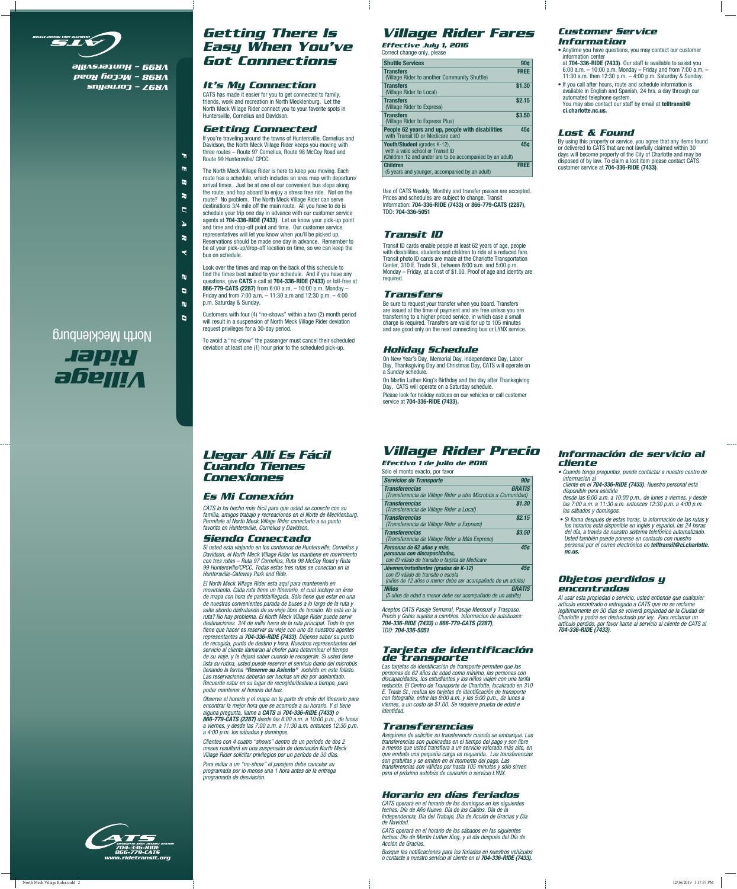VR97 – Cornelius
VR98 – McCoy Road
VR99 – Huntersville

# Village Rider

North Mecklenburg

FEBRUARY 2020

CATS
CHARLOTTE AREA TRANSIT SYSTEM
704-336-RIDE
866-779-CATS
www.ridetransit.org

# Getting There Is Easy When You've Got Connections

## It's My Connection

CATS has made it easier for you to get connected to family, friends, work and recreation in North Mecklenburg. Let the North Meck Village Rider connect you to your favorite spots in Huntersville, Cornelius and Davidson.

## Getting Connected

If you're traveling around the towns of Huntersville, Cornelius and Davidson, the North Meck Village Rider keeps you moving with three routes – Route 97 Cornelius, Route 98 McCoy Road and Route 99 Huntersville/ CPCC.

The North Meck Village Rider is here to keep you moving. Each route has a schedule, which includes an area map with departure/arrival times. Just be at one of our convenient bus stops along the route, and hop aboard to enjoy a stress free ride. Not on the route? No problem. The North Meck Village Rider can serve destinations 3/4 mile off the main route. All you have to do is schedule your trip one day in advance with our customer service agents at **704-336-RIDE (7433)**. Let us know your pick-up point and time and drop-off point and time. Our customer service representatives will let you know when you'll be picked up. Reservations should be made one day in advance. Remember to be at your pick-up/drop-off location on time, so we can keep the bus on schedule.

Look over the times and map on the back of this schedule to find the times best suited to your schedule. And if you have any questions, give **CATS** a call at **704-336-RIDE (7433)** or toll-free at **866-779-CATS (2287)** from 6:00 a.m. – 10:00 p.m. Monday – Friday and from 7:00 a.m. – 11:30 a.m and 12:30 p.m. – 4:00 p.m. Saturday & Sunday.

Customers with four (4) "no-shows" within a two (2) month period will result in a suspension of North Meck Village Rider deviation request privileges for a 30-day period.

To avoid a "no-show" the passenger must cancel their scheduled deviation at least one (1) hour prior to the scheduled pick-up.

# Village Rider Fares

***Effective July 1, 2016***

Correct change only, please

| Shuttle Services | 90¢ |
|---|---|
| **Transfers** (Village Rider to another Community Shuttle) | FREE |
| **Transfers** (Village Rider to Local) | $1.30 |
| **Transfers** (Village Rider to Express) | $2.15 |
| **Transfers** (Village Rider to Express Plus) | $3.50 |
| **People 62 years and up, people with disabilities** with Transit ID or Medicare card | 45¢ |
| **Youth/Student** (grades K-12), with a valid school or Transit ID (Children 12 and under are to be accompanied by an adult) | 45¢ |
| **Children** (5 years and younger, accompanied by an adult) | FREE |

Use of CATS Weekly, Monthly and transfer passes are accepted. Prices and schedules are subject to change. Transit Information: **704-336-RIDE (7433)** or **866-779-CATS (2287)**, TDD: **704-336-5051**

## Transit ID

Transit ID cards enable people at least 62 years of age, people with disabilities, students and children to ride at a reduced fare. Transit photo ID cards are made at the Charlotte Transportation Center, 310 E. Trade St., between 8:00 a.m. and 5:00 p.m. Monday – Friday, at a cost of $1.00. Proof of age and identity are required.

## Transfers

Be sure to request your transfer when you board. Transfers are issued at the time of payment and are free unless you are transferring to a higher priced service, in which case a small charge is required. Transfers are valid for up to 105 minutes and are good only on the next connecting bus or LYNX service.

## Holiday Schedule

On New Year's Day, Memorial Day, Independence Day, Labor Day, Thanksgiving Day and Christmas Day, CATS will operate on a Sunday schedule.

On Martin Luther King's Birthday and the day after Thanksgiving Day, CATS will operate on a Saturday schedule.

Please look for holiday notices on our vehicles or call customer service at **704-336-RIDE (7433).**

## Customer Service Information

- Anytime you have questions, you may contact our customer information center at **704-336-RIDE (7433)**. Our staff is available to assist you 6:00 a.m. – 10:00 p.m. Monday – Friday and from 7:00 a.m. – 11:30 a.m. then 12:30 p.m. – 4:00 p.m. Saturday & Sunday.
- If you call after hours, route and schedule information is available in English and Spanish, 24 hrs. a day through our automated telephone system. You may also contact our staff by email at **telltransit@ci.charlotte.nc.us.**

## Lost & Found

By using this property or service, you agree that any items found or delivered to CATS that are not lawfully claimed within 30 days will become property of the City of Charlotte and may be disposed of by law. To claim a lost item please contact CATS customer service at **704-336-RIDE (7433)**.

# Llegar Allí Es Fácil Cuando Tienes Conexiones

## Es Mi Conexión

*CATS lo ha hecho más fácil para que usted se conecte con su familia, amigos trabajo y recreaciones en el Norte de Mecklenburg. Permítale al North Meck Village Rider conectarlo a su punto favorito en Huntersville, Cornelius y Davidson.*

## Siendo Conectado

*Si usted esta viajando en los contornos de Huntersville, Cornelius y Davidson, el North Meck Village Rider les mantiene en movimiento con tres rutas – Ruta 97 Cornelius, Ruta 98 McCoy Road y Ruta 99 Huntersville/CPCC. Todas estas tres rutas se conectan en la Huntersville-Gateway Park and Ride.*

*El North Meck Village Rider esta aquí para mantenerlo en movimiento. Cada ruta tiene un itinerario, el cual incluye un área de mapa con hora de partida/llegada. Sólo tiene que estar en una de nuestras convenientes parada de buses a lo largo de la ruta y salte abordo disfrutando de su viaje libre de tensión. No está en la ruta? No hay problema. El North Meck Village Rider puede servir destinaciones 3/4 de milla fuera de la ruta principal. Todo lo que tiene que hacer es reservar su viaje con uno de nuestros agentes representantes al **704-336-RIDE (7433)**. Déjenos saber su punto de recogida, punto de destino y hora. Nuestros representantes del servicio al cliente llamaran al chofer para determinar el tiempo de su viaje, y le dejará saber cuando le recogerán. Si usted tiene lista su rutina, usted puede reservar el servicio diario del microbús llenando la forma **"Reserve su Asiento"** incluido en este folleto. Las reservaciones deberán ser hechas un día por adelantado. Recuerde estar en su lugar de recogida/destino a tiempo, para poder mantener el horario del bus.*

*Observe el horario y el mapa en la parte de atrás del itinerario para encontrar la mejor hora que se acomode a su horario. Y si tiene alguna pregunta, llame a **CATS** al **704-336-RIDE (7433)** o **866-779-CATS (2287)** desde las 6:00 a.m. a 10:00 p.m., de lunes a viernes, y desde las 7:00 a.m. a 11:30 a.m. entonces 12:30 p.m. a 4:00 p.m. los sábados y domingos.*

*Clientes con 4 cuatro "shows" dentro de un período de dos 2 meses resultará en una suspensión de desviación North Meck Village Rider solicitar privilegios por un período de 30 días.*

*Para evitar a un "no-show" el pasajero debe cancelar su programada por lo menos una 1 hora antes de la entrega programada de desviación.*

# Village Rider Precio

***Efectivo 1 de julio de 2016***

Sólo el monto exacto, por favor

| *Servicios de Transporte* | *90¢* |
|---|---|
| ***Transferencias*** *(Transferencia de Village Rider a otro Microbús a Comunidad)* | *GRATIS* |
| ***Transferencias*** *(Transferencia de Village Rider a Local)* | *$1.30* |
| ***Transferencias*** *(Transferencia de Village Rider a Expreso)* | *$2.15* |
| ***Transferencias*** *(Transferencia de Village Rider a Más Expreso)* | *$3.50* |
| ***Personas de 62 años y más, personas con discapacidades,*** *con ID válido de transito o tarjeta de Medicare* | *45¢* |
| ***Jóvenes/estudiantes (grados de K-12)*** *con ID válido de transito o escola (niños de 12 años o menor debe ser acompañado de un adulto)* | *45¢* |
| ***Niños*** *(5 años de edad o menor debe ser acompañado de un adulto)* | *GRATIS* |

*Aceptos CATS Pasaje Semanal, Pasaje Mensual y Traspaso. Precio y Guias sujetos a cambios. Informacion de autobuses: **704-336-RIDE (7433)** o **866-779-CATS (2287)**, TDD: **704-336-5051***

## Tarjeta de identificación de transporte

*Las tarjetas de identificación de transporte permiten que las personas de 62 años de edad como mínimo, las personas con discapacidades, los estudiantes y los niños viajen con una tarifa reducida. El Centro de Transporte de Charlotte, localizado en 310 E. Trade St., realiza las tarjetas de identificación de transporte con fotografía, entre las 8:00 a.m. y las 5:00 p.m., de lunes a viernes, a un costo de $1.00. Se requiere prueba de edad e identidad.*

## Transferencias

*Asegúrese de solicitar su transferencia cuando se embarque. Las transferencias son publicadas en el tiempo del pago y son libre a menos que usted transfiera a un servicio valorado más alto, en que embala una pequeña carga es requerida. Las transferencias son gratuitas y se emiten en el momento del pago. Las transferencias son válidas por hasta 105 minutos y sólo sirven para el próximo autobús de conexión o servicio LYNX.*

## Horario en días feriados

*CATS operará en el horario de los domingos en las siguientes fechas: Día de Año Nuevo, Día de los Caídos, Día de la Independencia, Día del Trabajo, Día de Acción de Gracias y Día de Navidad.*

*CATS operará en el horario de los sábados en las siguientes fechas: Día de Martin Luther King, y el día después del Día de Acción de Gracias.*

*Busque las notificaciones para los feriados en nuestros vehículos o contacte a nuestro servicio al cliente en el **704-336-RIDE (7433).***

## Información de servicio al cliente

- *Cuando tenga preguntas, puede contactar a nuestro centro de información al cliente en el **704-336-RIDE (7433)**. Nuestro personal está disponible para asistirle desde las 6:00 a.m. a 10:00 p.m., de lunes a viernes, y desde las 7:00 a.m. a 11:30 a.m. entonces 12:30 p.m. a 4:00 p.m. los sábados y domingos.*
- *Si llama después de estas horas, la información de las rutas y los horarios está disponible en inglés y español, las 24 horas del día, a través de nuestro sistema telefónico automatizado. Usted también puede ponerse en contacto con nuestro personal por el correo electrónico en **telltransit@ci.charlotte.nc.us.***

## Objetos perdidos y encontrados

*Al usar esta propiedad o servicio, usted entiende que cualquier artículo encontrado o entregado a CATS que no se reclame legítimamente en 30 días se volverá propiedad de la Ciudad de Charlotte y podrá ser deshechado por ley. Para reclamar un artículo perdido, por favor llame al servicio al cliente de CATS al **704-336-RIDE (7433)**.*